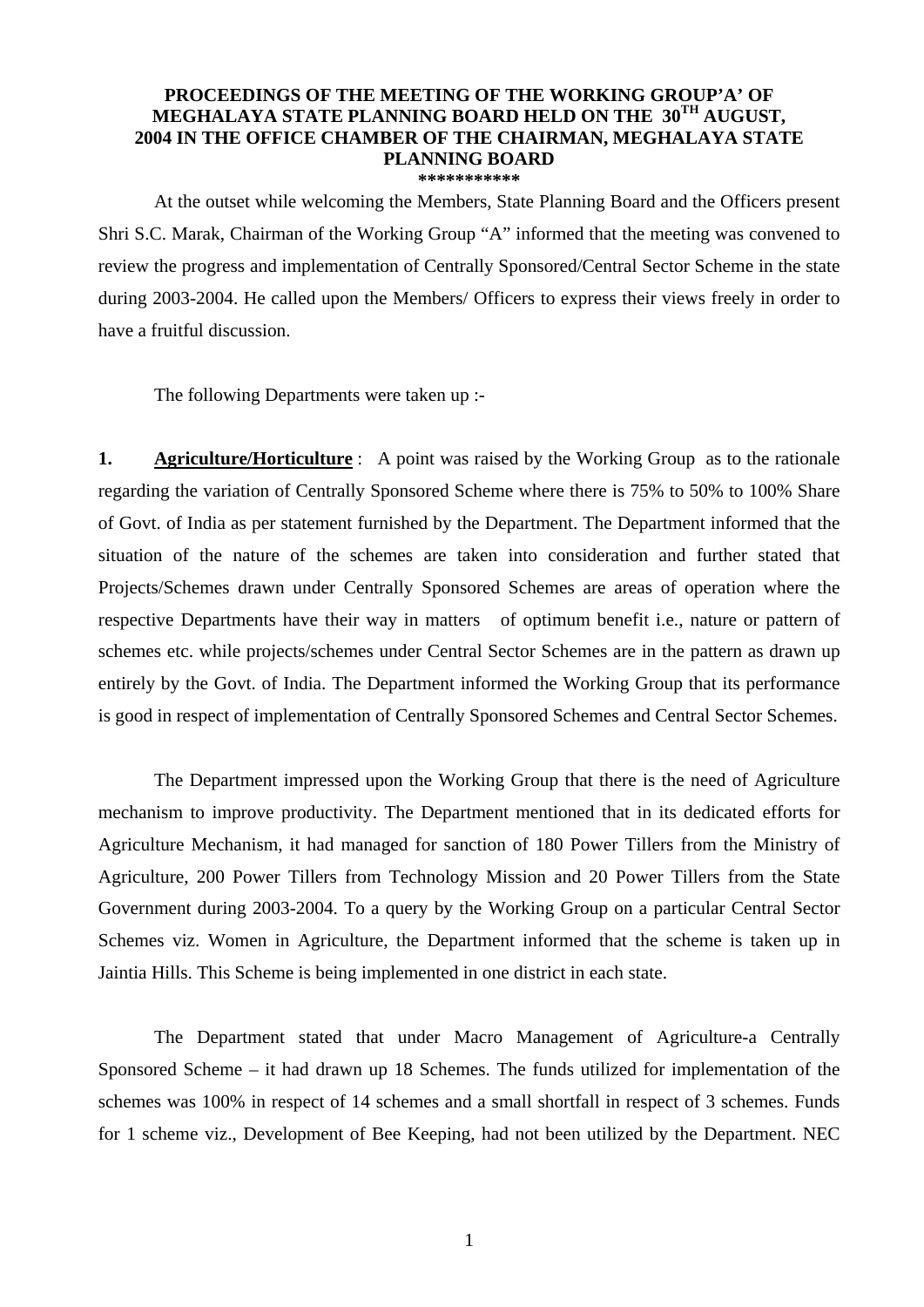# PROCEEDINGS OF THE MEETING OF THE WORKING GROUP'A' OF MEGHALAYA STATE PLANNING BOARD HELD ON THE 30TH AUGUST, 2004 IN THE OFFICE CHAMBER OF THE CHAIRMAN, MEGHALAYA STATE PLANNING BOARD

\*\*\*\*\*\*\*\*\*\*\*

At the outset while welcoming the Members, State Planning Board and the Officers present Shri S.C. Marak, Chairman of the Working Group "A" informed that the meeting was convened to review the progress and implementation of Centrally Sponsored/Central Sector Scheme in the state during 2003-2004. He called upon the Members/ Officers to express their views freely in order to have a fruitful discussion.

The following Departments were taken up :-

**1. <u>Agriculture/Horticulture</u>** : A point was raised by the Working Group as to the rationale regarding the variation of Centrally Sponsored Scheme where there is 75% to 50% to 100% Share of Govt. of India as per statement furnished by the Department. The Department informed that the situation of the nature of the schemes are taken into consideration and further stated that Projects/Schemes drawn under Centrally Sponsored Schemes are areas of operation where the respective Departments have their way in matters of optimum benefit i.e., nature or pattern of schemes etc. while projects/schemes under Central Sector Schemes are in the pattern as drawn up entirely by the Govt. of India. The Department informed the Working Group that its performance is good in respect of implementation of Centrally Sponsored Schemes and Central Sector Schemes.

The Department impressed upon the Working Group that there is the need of Agriculture mechanism to improve productivity. The Department mentioned that in its dedicated efforts for Agriculture Mechanism, it had managed for sanction of 180 Power Tillers from the Ministry of Agriculture, 200 Power Tillers from Technology Mission and 20 Power Tillers from the State Government during 2003-2004. To a query by the Working Group on a particular Central Sector Schemes viz. Women in Agriculture, the Department informed that the scheme is taken up in Jaintia Hills. This Scheme is being implemented in one district in each state.

The Department stated that under Macro Management of Agriculture-a Centrally Sponsored Scheme – it had drawn up 18 Schemes. The funds utilized for implementation of the schemes was 100% in respect of 14 schemes and a small shortfall in respect of 3 schemes. Funds for 1 scheme viz., Development of Bee Keeping, had not been utilized by the Department. NEC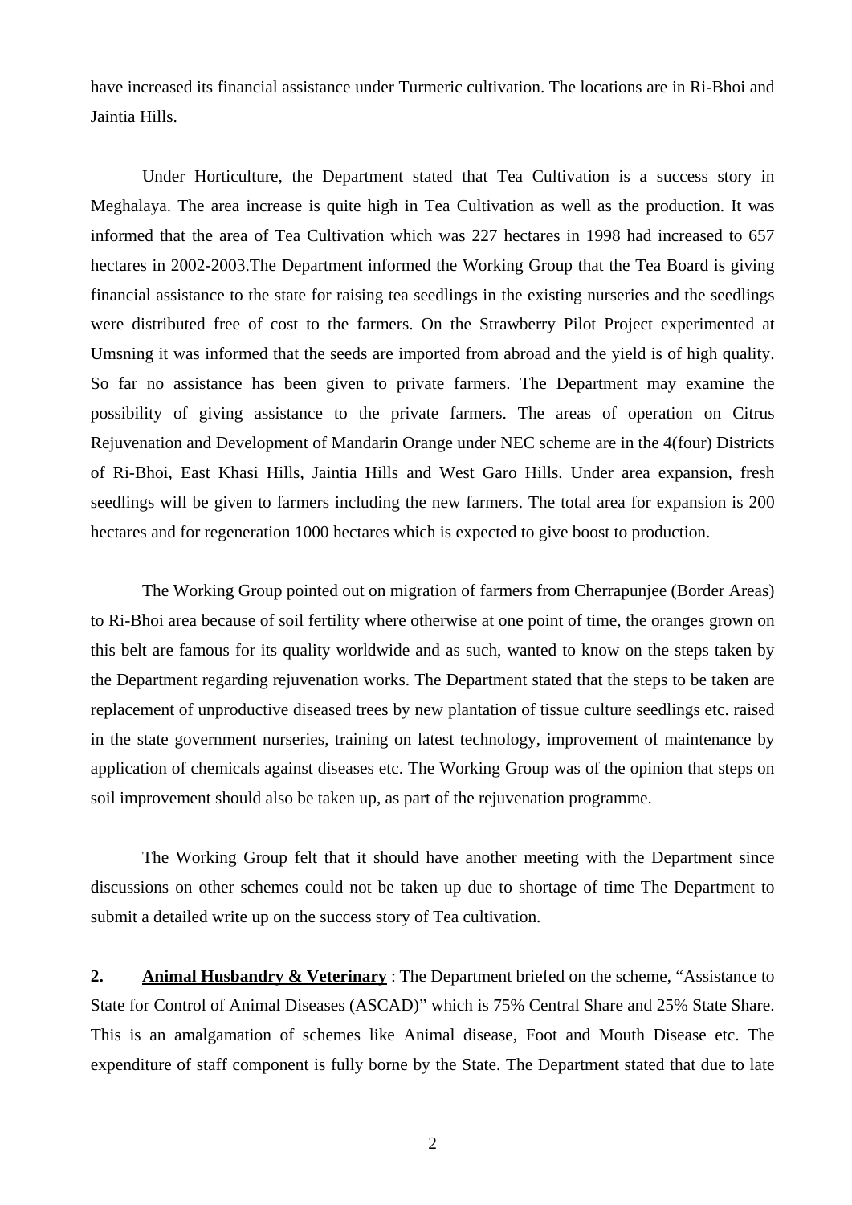have increased its financial assistance under Turmeric cultivation. The locations are in Ri-Bhoi and Jaintia Hills.

Under Horticulture, the Department stated that Tea Cultivation is a success story in Meghalaya. The area increase is quite high in Tea Cultivation as well as the production. It was informed that the area of Tea Cultivation which was 227 hectares in 1998 had increased to 657 hectares in 2002-2003.The Department informed the Working Group that the Tea Board is giving financial assistance to the state for raising tea seedlings in the existing nurseries and the seedlings were distributed free of cost to the farmers. On the Strawberry Pilot Project experimented at Umsning it was informed that the seeds are imported from abroad and the yield is of high quality. So far no assistance has been given to private farmers. The Department may examine the possibility of giving assistance to the private farmers. The areas of operation on Citrus Rejuvenation and Development of Mandarin Orange under NEC scheme are in the 4(four) Districts of Ri-Bhoi, East Khasi Hills, Jaintia Hills and West Garo Hills. Under area expansion, fresh seedlings will be given to farmers including the new farmers. The total area for expansion is 200 hectares and for regeneration 1000 hectares which is expected to give boost to production.

The Working Group pointed out on migration of farmers from Cherrapunjee (Border Areas) to Ri-Bhoi area because of soil fertility where otherwise at one point of time, the oranges grown on this belt are famous for its quality worldwide and as such, wanted to know on the steps taken by the Department regarding rejuvenation works. The Department stated that the steps to be taken are replacement of unproductive diseased trees by new plantation of tissue culture seedlings etc. raised in the state government nurseries, training on latest technology, improvement of maintenance by application of chemicals against diseases etc. The Working Group was of the opinion that steps on soil improvement should also be taken up, as part of the rejuvenation programme.

The Working Group felt that it should have another meeting with the Department since discussions on other schemes could not be taken up due to shortage of time The Department to submit a detailed write up on the success story of Tea cultivation.

**2.** **Animal Husbandry & Veterinary** : The Department briefed on the scheme, "Assistance to State for Control of Animal Diseases (ASCAD)" which is 75% Central Share and 25% State Share. This is an amalgamation of schemes like Animal disease, Foot and Mouth Disease etc. The expenditure of staff component is fully borne by the State. The Department stated that due to late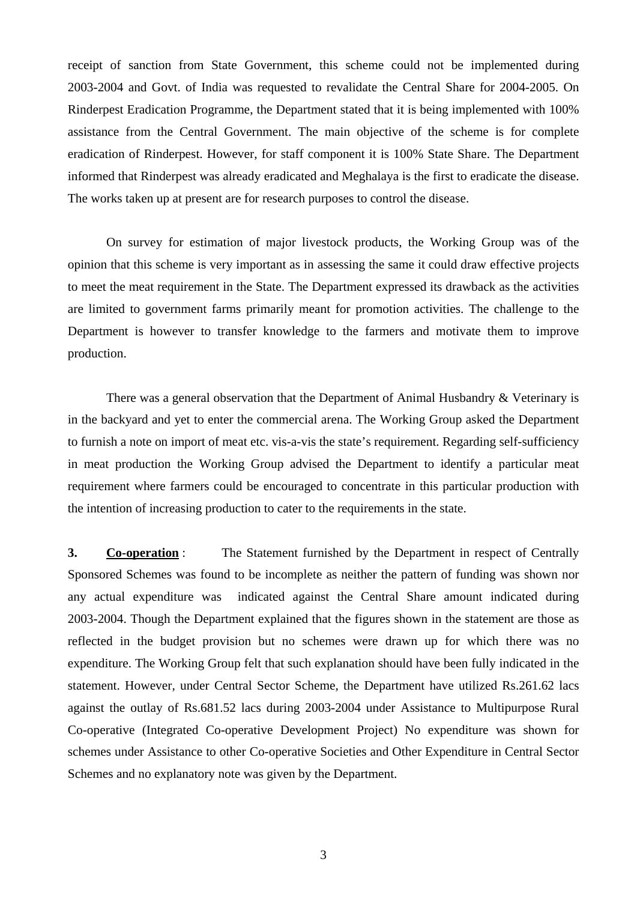receipt of sanction from State Government, this scheme could not be implemented during 2003-2004 and Govt. of India was requested to revalidate the Central Share for 2004-2005. On Rinderpest Eradication Programme, the Department stated that it is being implemented with 100% assistance from the Central Government. The main objective of the scheme is for complete eradication of Rinderpest. However, for staff component it is 100% State Share. The Department informed that Rinderpest was already eradicated and Meghalaya is the first to eradicate the disease. The works taken up at present are for research purposes to control the disease.

On survey for estimation of major livestock products, the Working Group was of the opinion that this scheme is very important as in assessing the same it could draw effective projects to meet the meat requirement in the State. The Department expressed its drawback as the activities are limited to government farms primarily meant for promotion activities. The challenge to the Department is however to transfer knowledge to the farmers and motivate them to improve production.

There was a general observation that the Department of Animal Husbandry & Veterinary is in the backyard and yet to enter the commercial arena. The Working Group asked the Department to furnish a note on import of meat etc. vis-a-vis the state's requirement. Regarding self-sufficiency in meat production the Working Group advised the Department to identify a particular meat requirement where farmers could be encouraged to concentrate in this particular production with the intention of increasing production to cater to the requirements in the state.

**3. <u>Co-operation</u>** : The Statement furnished by the Department in respect of Centrally Sponsored Schemes was found to be incomplete as neither the pattern of funding was shown nor any actual expenditure was indicated against the Central Share amount indicated during 2003-2004. Though the Department explained that the figures shown in the statement are those as reflected in the budget provision but no schemes were drawn up for which there was no expenditure. The Working Group felt that such explanation should have been fully indicated in the statement. However, under Central Sector Scheme, the Department have utilized Rs.261.62 lacs against the outlay of Rs.681.52 lacs during 2003-2004 under Assistance to Multipurpose Rural Co-operative (Integrated Co-operative Development Project) No expenditure was shown for schemes under Assistance to other Co-operative Societies and Other Expenditure in Central Sector Schemes and no explanatory note was given by the Department.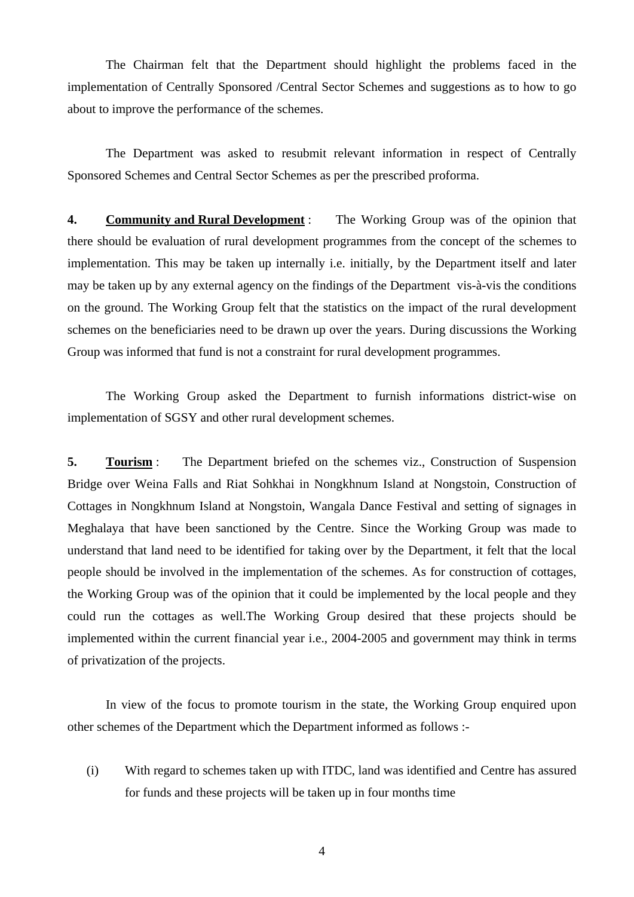The Chairman felt that the Department should highlight the problems faced in the implementation of Centrally Sponsored /Central Sector Schemes and suggestions as to how to go about to improve the performance of the schemes.

The Department was asked to resubmit relevant information in respect of Centrally Sponsored Schemes and Central Sector Schemes as per the prescribed proforma.

**4. Community and Rural Development** : The Working Group was of the opinion that there should be evaluation of rural development programmes from the concept of the schemes to implementation. This may be taken up internally i.e. initially, by the Department itself and later may be taken up by any external agency on the findings of the Department vis-à-vis the conditions on the ground. The Working Group felt that the statistics on the impact of the rural development schemes on the beneficiaries need to be drawn up over the years. During discussions the Working Group was informed that fund is not a constraint for rural development programmes.

The Working Group asked the Department to furnish informations district-wise on implementation of SGSY and other rural development schemes.

**5. Tourism** : The Department briefed on the schemes viz., Construction of Suspension Bridge over Weina Falls and Riat Sohkhai in Nongkhnum Island at Nongstoin, Construction of Cottages in Nongkhnum Island at Nongstoin, Wangala Dance Festival and setting of signages in Meghalaya that have been sanctioned by the Centre. Since the Working Group was made to understand that land need to be identified for taking over by the Department, it felt that the local people should be involved in the implementation of the schemes. As for construction of cottages, the Working Group was of the opinion that it could be implemented by the local people and they could run the cottages as well.The Working Group desired that these projects should be implemented within the current financial year i.e., 2004-2005 and government may think in terms of privatization of the projects.

In view of the focus to promote tourism in the state, the Working Group enquired upon other schemes of the Department which the Department informed as follows :-

(i) With regard to schemes taken up with ITDC, land was identified and Centre has assured for funds and these projects will be taken up in four months time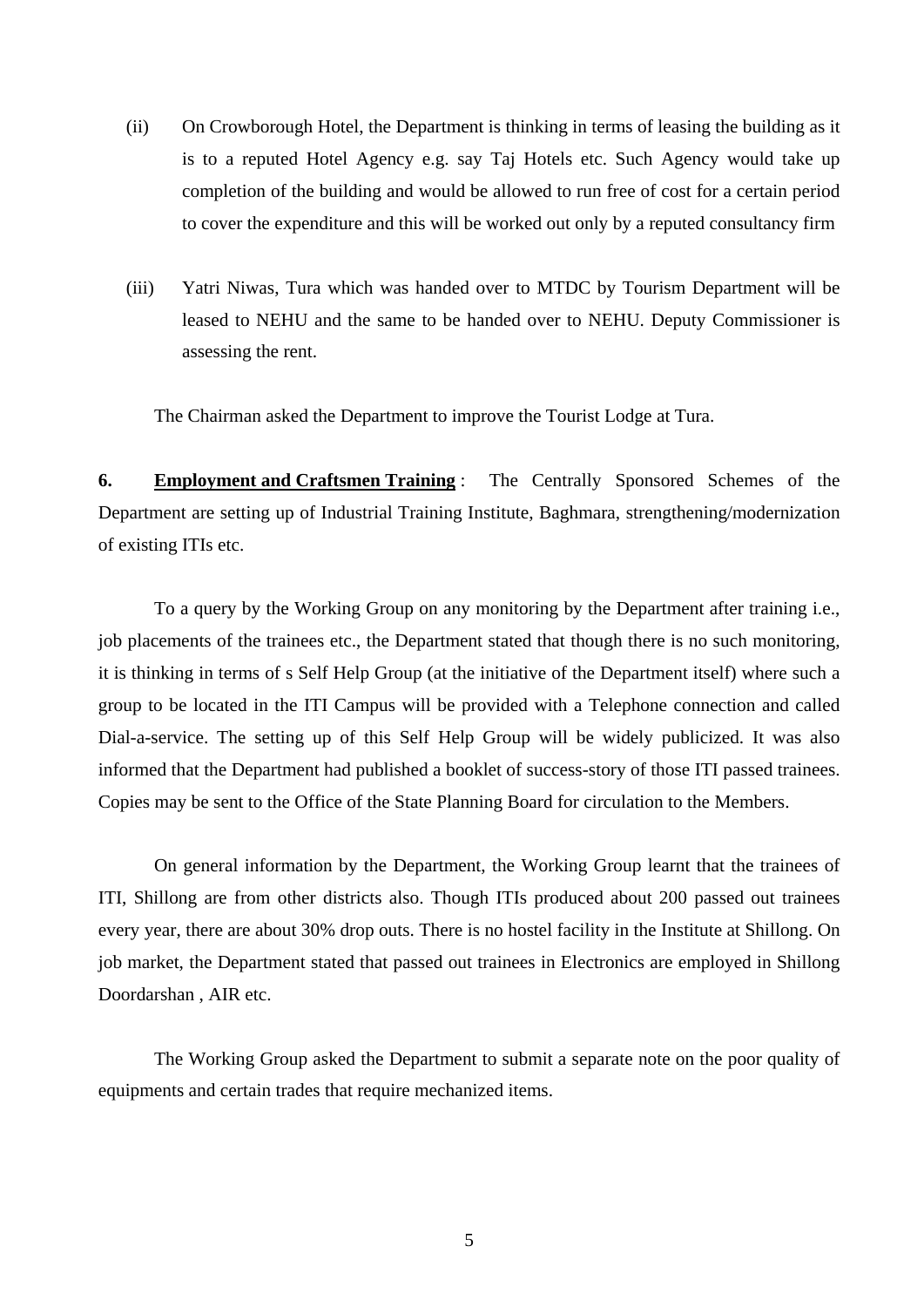(ii) On Crowborough Hotel, the Department is thinking in terms of leasing the building as it is to a reputed Hotel Agency e.g. say Taj Hotels etc. Such Agency would take up completion of the building and would be allowed to run free of cost for a certain period to cover the expenditure and this will be worked out only by a reputed consultancy firm

(iii) Yatri Niwas, Tura which was handed over to MTDC by Tourism Department will be leased to NEHU and the same to be handed over to NEHU. Deputy Commissioner is assessing the rent.

The Chairman asked the Department to improve the Tourist Lodge at Tura.

**6. <u>Employment and Craftsmen Training</u>** : The Centrally Sponsored Schemes of the Department are setting up of Industrial Training Institute, Baghmara, strengthening/modernization of existing ITIs etc.

To a query by the Working Group on any monitoring by the Department after training i.e., job placements of the trainees etc., the Department stated that though there is no such monitoring, it is thinking in terms of s Self Help Group (at the initiative of the Department itself) where such a group to be located in the ITI Campus will be provided with a Telephone connection and called Dial-a-service. The setting up of this Self Help Group will be widely publicized. It was also informed that the Department had published a booklet of success-story of those ITI passed trainees. Copies may be sent to the Office of the State Planning Board for circulation to the Members.

On general information by the Department, the Working Group learnt that the trainees of ITI, Shillong are from other districts also. Though ITIs produced about 200 passed out trainees every year, there are about 30% drop outs. There is no hostel facility in the Institute at Shillong. On job market, the Department stated that passed out trainees in Electronics are employed in Shillong Doordarshan , AIR etc.

The Working Group asked the Department to submit a separate note on the poor quality of equipments and certain trades that require mechanized items.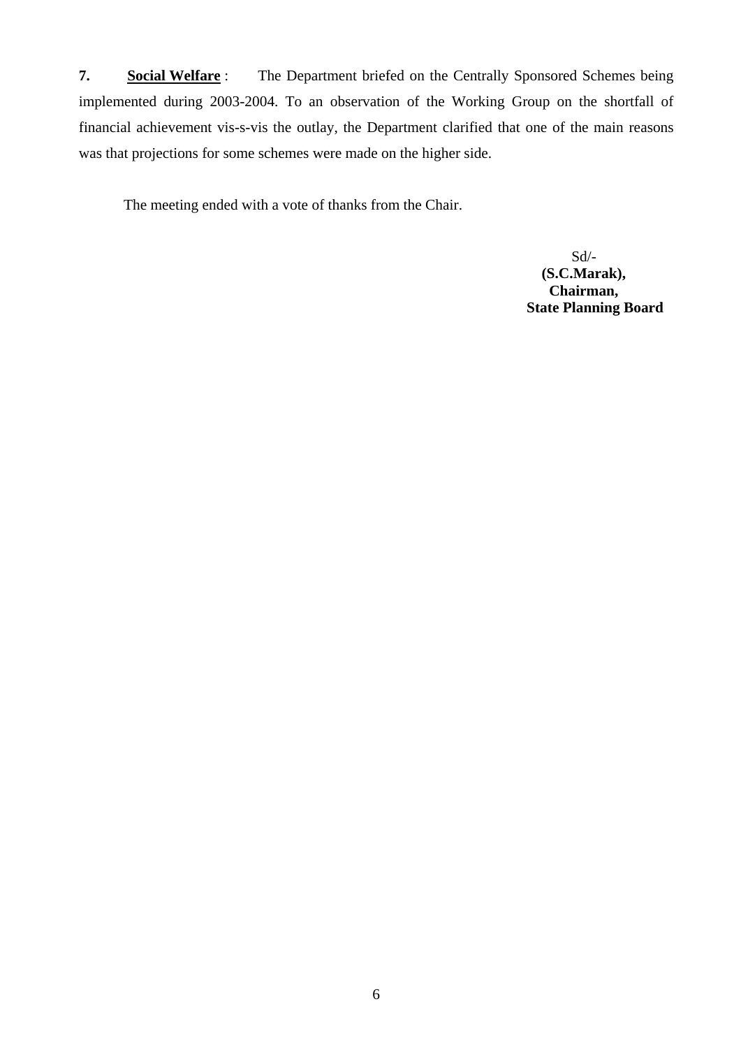**7.** **<u>Social Welfare</u>** : The Department briefed on the Centrally Sponsored Schemes being implemented during 2003-2004. To an observation of the Working Group on the shortfall of financial achievement vis-s-vis the outlay, the Department clarified that one of the main reasons was that projections for some schemes were made on the higher side.

The meeting ended with a vote of thanks from the Chair.

Sd/-
**(S.C.Marak),**
**Chairman,**
**State Planning Board**